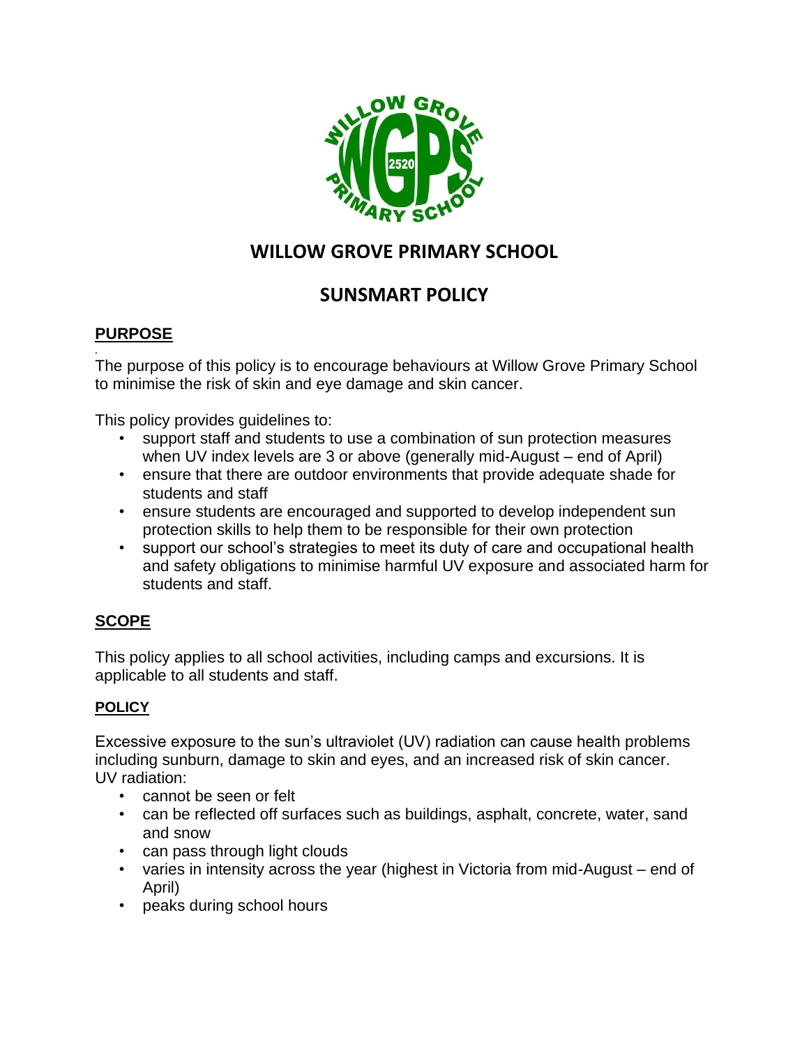# WILLOW GROVE PRIMARY SCHOOL

# SUNSMART POLICY

## PURPOSE

The purpose of this policy is to encourage behaviours at Willow Grove Primary School to minimise the risk of skin and eye damage and skin cancer.

This policy provides guidelines to:

- support staff and students to use a combination of sun protection measures when UV index levels are 3 or above (generally mid-August – end of April)
- ensure that there are outdoor environments that provide adequate shade for students and staff
- ensure students are encouraged and supported to develop independent sun protection skills to help them to be responsible for their own protection
- support our school's strategies to meet its duty of care and occupational health and safety obligations to minimise harmful UV exposure and associated harm for students and staff.

## SCOPE

This policy applies to all school activities, including camps and excursions. It is applicable to all students and staff.

## POLICY

Excessive exposure to the sun's ultraviolet (UV) radiation can cause health problems including sunburn, damage to skin and eyes, and an increased risk of skin cancer.
UV radiation:

- cannot be seen or felt
- can be reflected off surfaces such as buildings, asphalt, concrete, water, sand and snow
- can pass through light clouds
- varies in intensity across the year (highest in Victoria from mid-August – end of April)
- peaks during school hours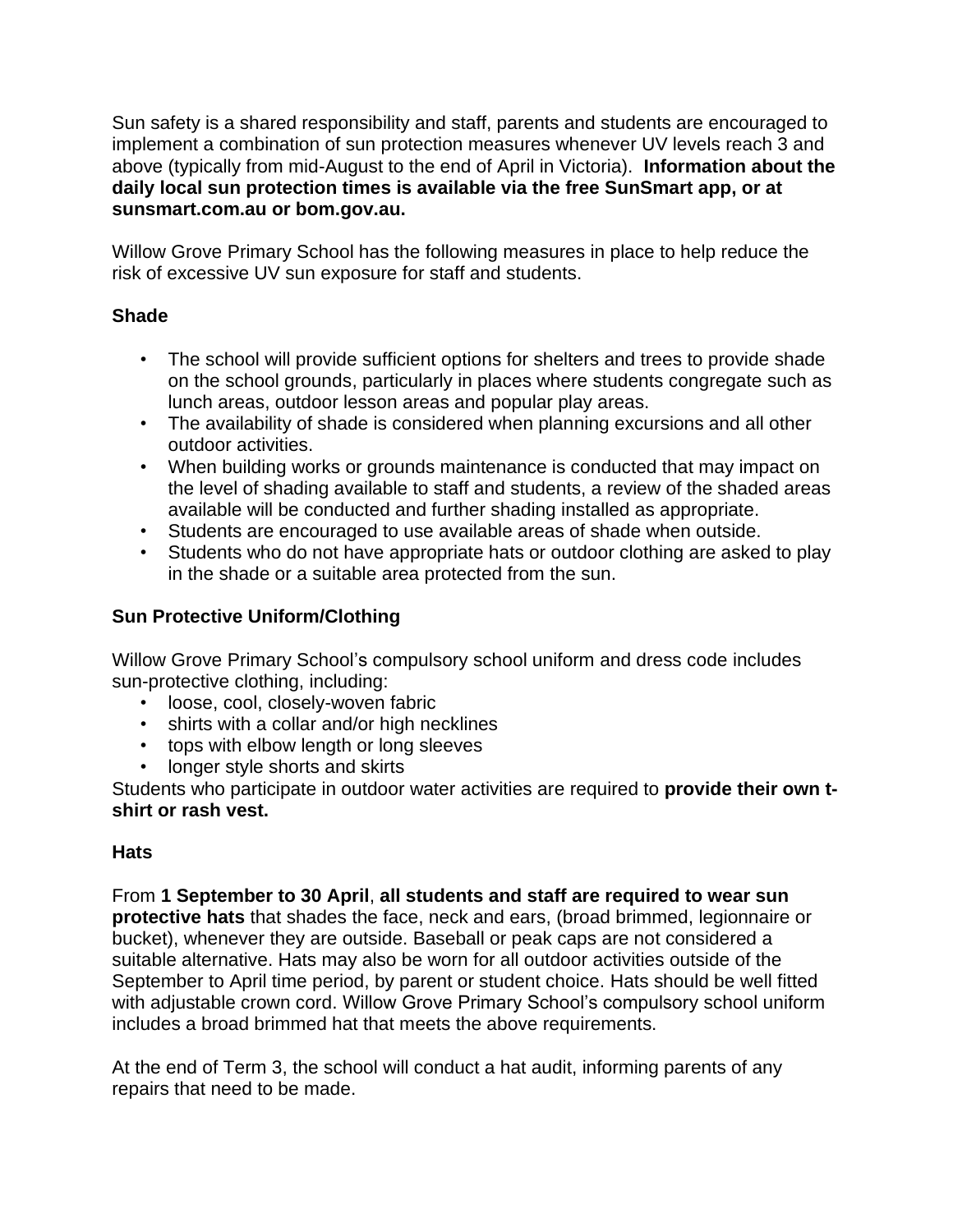Sun safety is a shared responsibility and staff, parents and students are encouraged to implement a combination of sun protection measures whenever UV levels reach 3 and above (typically from mid-August to the end of April in Victoria). **Information about the daily local sun protection times is available via the free SunSmart app, or at sunsmart.com.au or bom.gov.au.**

Willow Grove Primary School has the following measures in place to help reduce the risk of excessive UV sun exposure for staff and students.

**Shade**

- The school will provide sufficient options for shelters and trees to provide shade on the school grounds, particularly in places where students congregate such as lunch areas, outdoor lesson areas and popular play areas.
- The availability of shade is considered when planning excursions and all other outdoor activities.
- When building works or grounds maintenance is conducted that may impact on the level of shading available to staff and students, a review of the shaded areas available will be conducted and further shading installed as appropriate.
- Students are encouraged to use available areas of shade when outside.
- Students who do not have appropriate hats or outdoor clothing are asked to play in the shade or a suitable area protected from the sun.

**Sun Protective Uniform/Clothing**

Willow Grove Primary School's compulsory school uniform and dress code includes sun-protective clothing, including:

- loose, cool, closely-woven fabric
- shirts with a collar and/or high necklines
- tops with elbow length or long sleeves
- longer style shorts and skirts

Students who participate in outdoor water activities are required to **provide their own t-shirt or rash vest.**

**Hats**

From **1 September to 30 April**, **all students and staff are required to wear sun protective hats** that shades the face, neck and ears, (broad brimmed, legionnaire or bucket), whenever they are outside. Baseball or peak caps are not considered a suitable alternative. Hats may also be worn for all outdoor activities outside of the September to April time period, by parent or student choice. Hats should be well fitted with adjustable crown cord. Willow Grove Primary School's compulsory school uniform includes a broad brimmed hat that meets the above requirements.

At the end of Term 3, the school will conduct a hat audit, informing parents of any repairs that need to be made.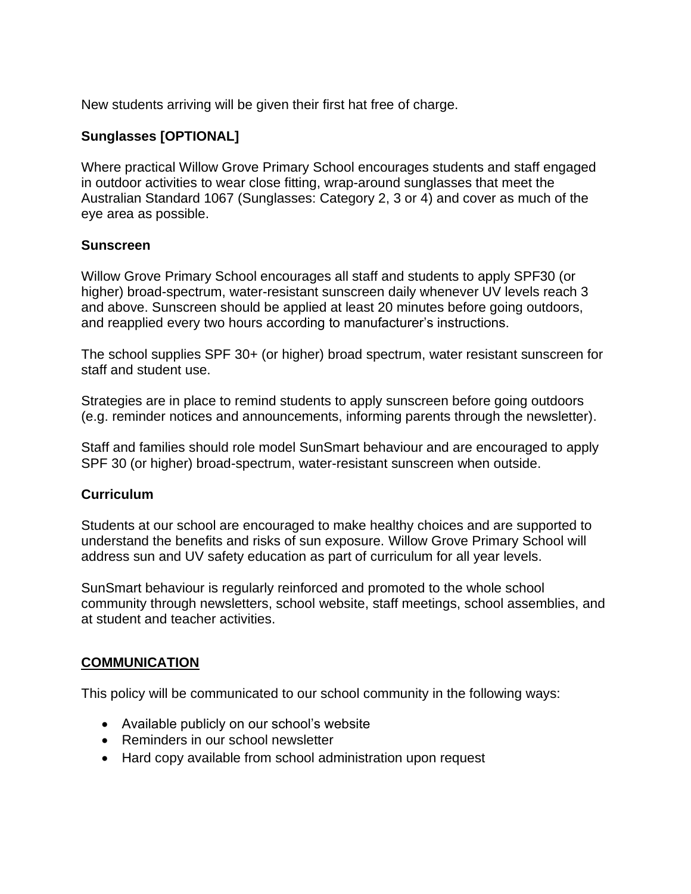New students arriving will be given their first hat free of charge.

### Sunglasses [OPTIONAL]

Where practical Willow Grove Primary School encourages students and staff engaged in outdoor activities to wear close fitting, wrap-around sunglasses that meet the Australian Standard 1067 (Sunglasses: Category 2, 3 or 4) and cover as much of the eye area as possible.

### Sunscreen

Willow Grove Primary School encourages all staff and students to apply SPF30 (or higher) broad-spectrum, water-resistant sunscreen daily whenever UV levels reach 3 and above. Sunscreen should be applied at least 20 minutes before going outdoors, and reapplied every two hours according to manufacturer's instructions.

The school supplies SPF 30+ (or higher) broad spectrum, water resistant sunscreen for staff and student use.

Strategies are in place to remind students to apply sunscreen before going outdoors (e.g. reminder notices and announcements, informing parents through the newsletter).

Staff and families should role model SunSmart behaviour and are encouraged to apply SPF 30 (or higher) broad-spectrum, water-resistant sunscreen when outside.

### Curriculum

Students at our school are encouraged to make healthy choices and are supported to understand the benefits and risks of sun exposure. Willow Grove Primary School will address sun and UV safety education as part of curriculum for all year levels.

SunSmart behaviour is regularly reinforced and promoted to the whole school community through newsletters, school website, staff meetings, school assemblies, and at student and teacher activities.

## COMMUNICATION

This policy will be communicated to our school community in the following ways:

- Available publicly on our school's website
- Reminders in our school newsletter
- Hard copy available from school administration upon request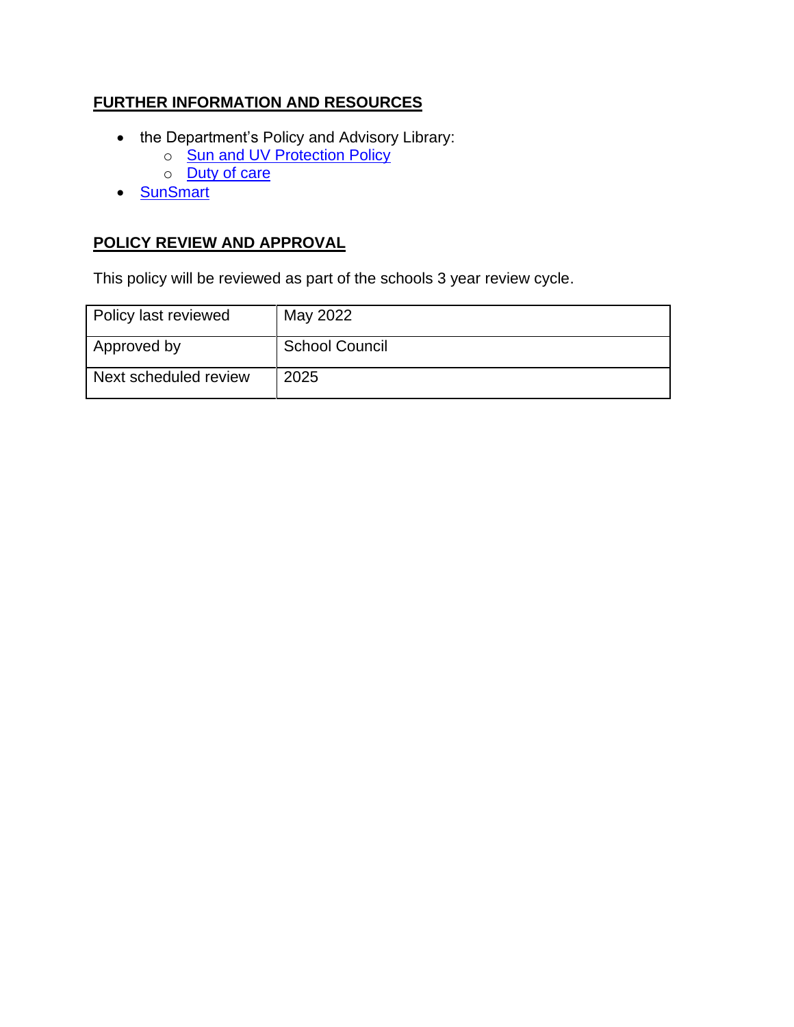## FURTHER INFORMATION AND RESOURCES

- the Department's Policy and Advisory Library:
  - Sun and UV Protection Policy
  - Duty of care
- SunSmart

## POLICY REVIEW AND APPROVAL

This policy will be reviewed as part of the schools 3 year review cycle.

| | |
|---|---|
| Policy last reviewed | May 2022 |
| Approved by | School Council |
| Next scheduled review | 2025 |